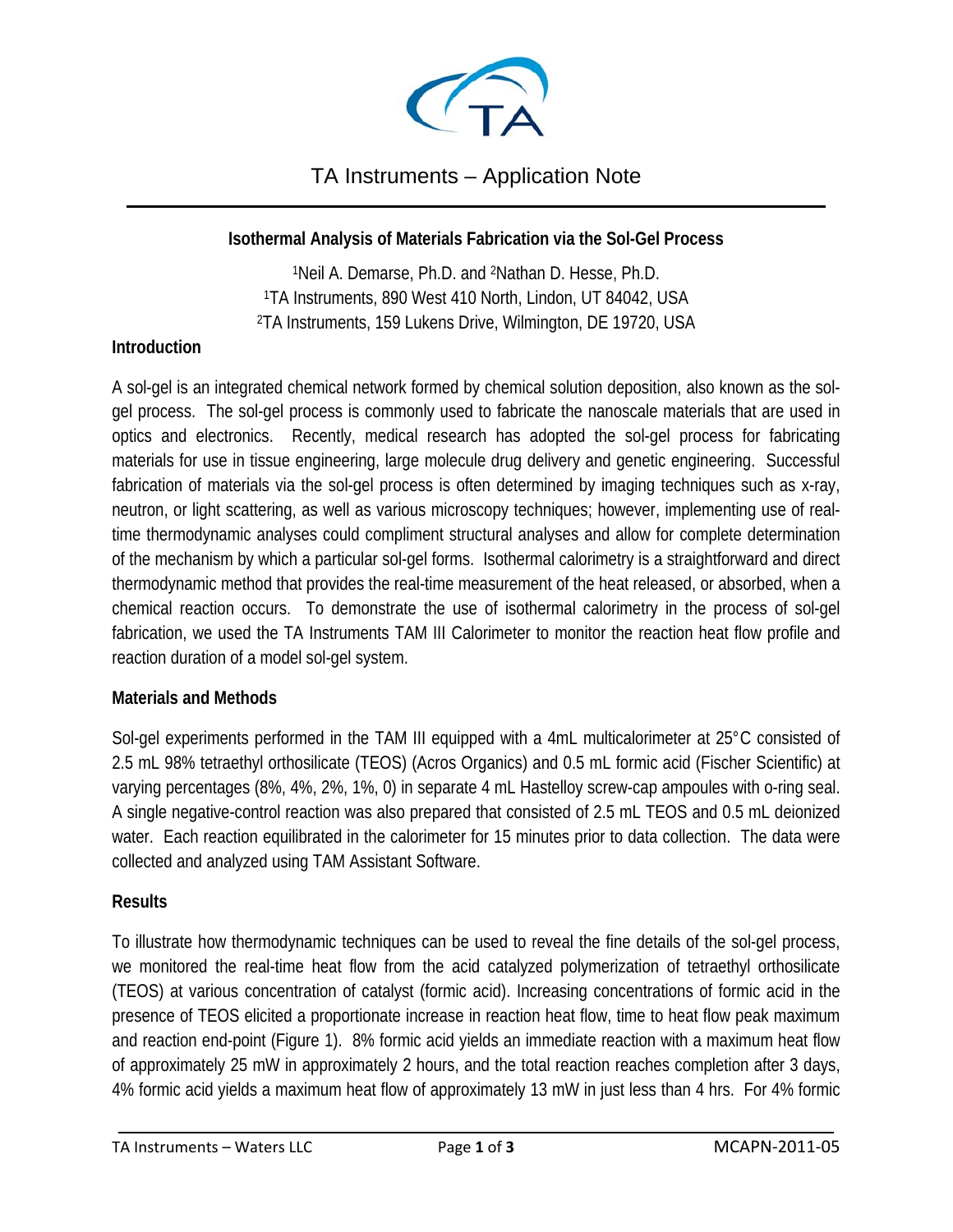TA Instruments – Application Note

# Isothermal Analysis of Materials Fabrication via the Sol-Gel Process

[1]Neil A. Demarse, Ph.D. and [2]Nathan D. Hesse, Ph.D.
[1]TA Instruments, 890 West 410 North, Lindon, UT 84042, USA
[2]TA Instruments, 159 Lukens Drive, Wilmington, DE 19720, USA

## Introduction

A sol-gel is an integrated chemical network formed by chemical solution deposition, also known as the sol-gel process. The sol-gel process is commonly used to fabricate the nanoscale materials that are used in optics and electronics. Recently, medical research has adopted the sol-gel process for fabricating materials for use in tissue engineering, large molecule drug delivery and genetic engineering. Successful fabrication of materials via the sol-gel process is often determined by imaging techniques such as x-ray, neutron, or light scattering, as well as various microscopy techniques; however, implementing use of real-time thermodynamic analyses could compliment structural analyses and allow for complete determination of the mechanism by which a particular sol-gel forms. Isothermal calorimetry is a straightforward and direct thermodynamic method that provides the real-time measurement of the heat released, or absorbed, when a chemical reaction occurs. To demonstrate the use of isothermal calorimetry in the process of sol-gel fabrication, we used the TA Instruments TAM III Calorimeter to monitor the reaction heat flow profile and reaction duration of a model sol-gel system.

## Materials and Methods

Sol-gel experiments performed in the TAM III equipped with a 4mL multicalorimeter at 25°C consisted of 2.5 mL 98% tetraethyl orthosilicate (TEOS) (Acros Organics) and 0.5 mL formic acid (Fischer Scientific) at varying percentages (8%, 4%, 2%, 1%, 0) in separate 4 mL Hastelloy screw-cap ampoules with o-ring seal. A single negative-control reaction was also prepared that consisted of 2.5 mL TEOS and 0.5 mL deionized water. Each reaction equilibrated in the calorimeter for 15 minutes prior to data collection. The data were collected and analyzed using TAM Assistant Software.

## Results

To illustrate how thermodynamic techniques can be used to reveal the fine details of the sol-gel process, we monitored the real-time heat flow from the acid catalyzed polymerization of tetraethyl orthosilicate (TEOS) at various concentration of catalyst (formic acid). Increasing concentrations of formic acid in the presence of TEOS elicited a proportionate increase in reaction heat flow, time to heat flow peak maximum and reaction end-point (Figure 1). 8% formic acid yields an immediate reaction with a maximum heat flow of approximately 25 mW in approximately 2 hours, and the total reaction reaches completion after 3 days, 4% formic acid yields a maximum heat flow of approximately 13 mW in just less than 4 hrs. For 4% formic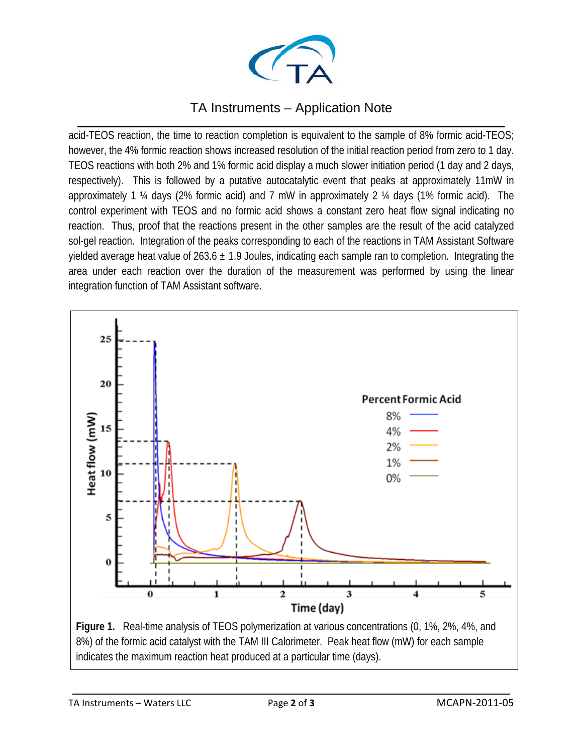acid-TEOS reaction, the time to reaction completion is equivalent to the sample of 8% formic acid-TEOS; however, the 4% formic reaction shows increased resolution of the initial reaction period from zero to 1 day. TEOS reactions with both 2% and 1% formic acid display a much slower initiation period (1 day and 2 days, respectively). This is followed by a putative autocatalytic event that peaks at approximately 11mW in approximately 1 ¼ days (2% formic acid) and 7 mW in approximately 2 ¼ days (1% formic acid). The control experiment with TEOS and no formic acid shows a constant zero heat flow signal indicating no reaction. Thus, proof that the reactions present in the other samples are the result of the acid catalyzed sol-gel reaction. Integration of the peaks corresponding to each of the reactions in TAM Assistant Software yielded average heat value of 263.6 ± 1.9 Joules, indicating each sample ran to completion. Integrating the area under each reaction over the duration of the measurement was performed by using the linear integration function of TAM Assistant software.

**Figure 1.** Real-time analysis of TEOS polymerization at various concentrations (0, 1%, 2%, 4%, and 8%) of the formic acid catalyst with the TAM III Calorimeter. Peak heat flow (mW) for each sample indicates the maximum reaction heat produced at a particular time (days).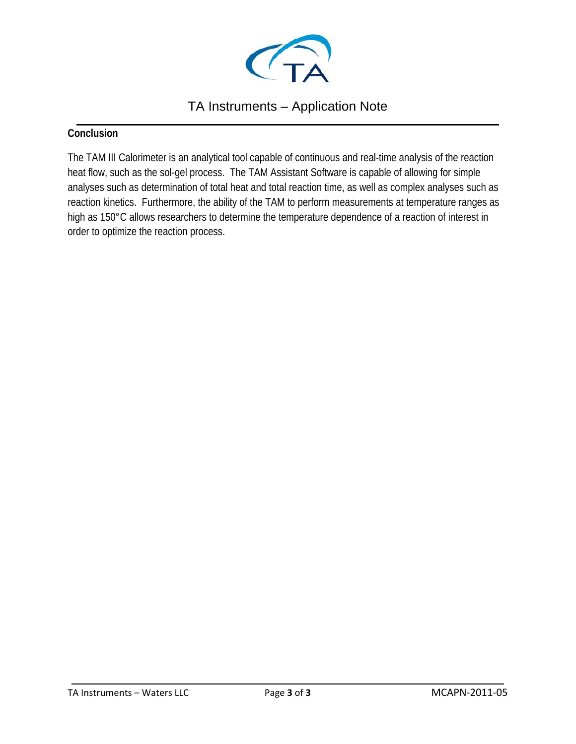## Conclusion

The TAM III Calorimeter is an analytical tool capable of continuous and real-time analysis of the reaction heat flow, such as the sol-gel process. The TAM Assistant Software is capable of allowing for simple analyses such as determination of total heat and total reaction time, as well as complex analyses such as reaction kinetics. Furthermore, the ability of the TAM to perform measurements at temperature ranges as high as 150°C allows researchers to determine the temperature dependence of a reaction of interest in order to optimize the reaction process.